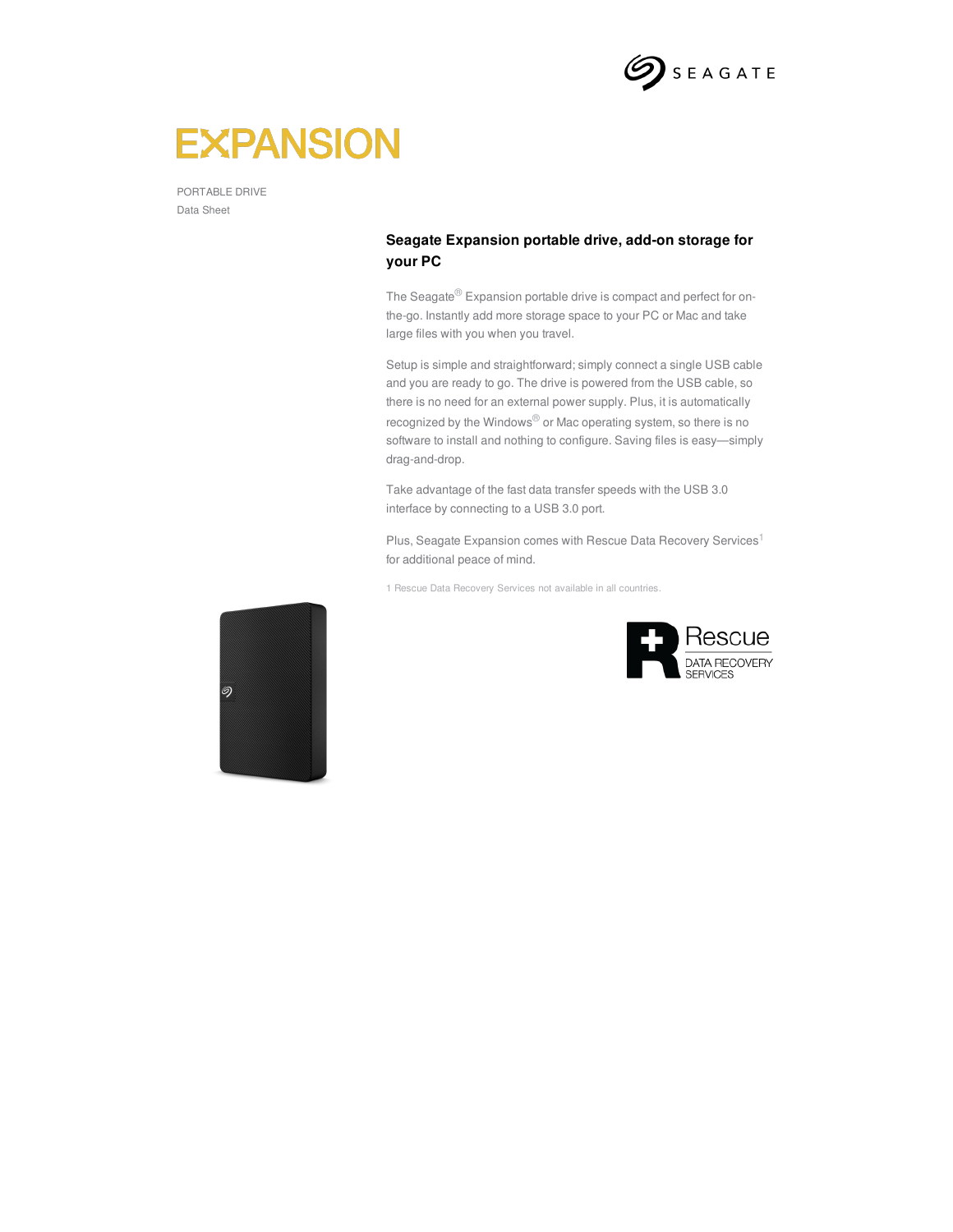# EXPANSION

PORTABLE DRIVE

Data Sheet

## Seagate Expansion portable drive, add-on storage for your PC

The Seagate® Expansion portable drive is compact and perfect for on-the-go. Instantly add more storage space to your PC or Mac and take large files with you when you travel.

Setup is simple and straightforward; simply connect a single USB cable and you are ready to go. The drive is powered from the USB cable, so there is no need for an external power supply. Plus, it is automatically recognized by the Windows® or Mac operating system, so there is no software to install and nothing to configure. Saving files is easy—simply drag-and-drop.

Take advantage of the fast data transfer speeds with the USB 3.0 interface by connecting to a USB 3.0 port.

Plus, Seagate Expansion comes with Rescue Data Recovery Services[1] for additional peace of mind.

1 Rescue Data Recovery Services not available in all countries.

Rescue DATA RECOVERY SERVICES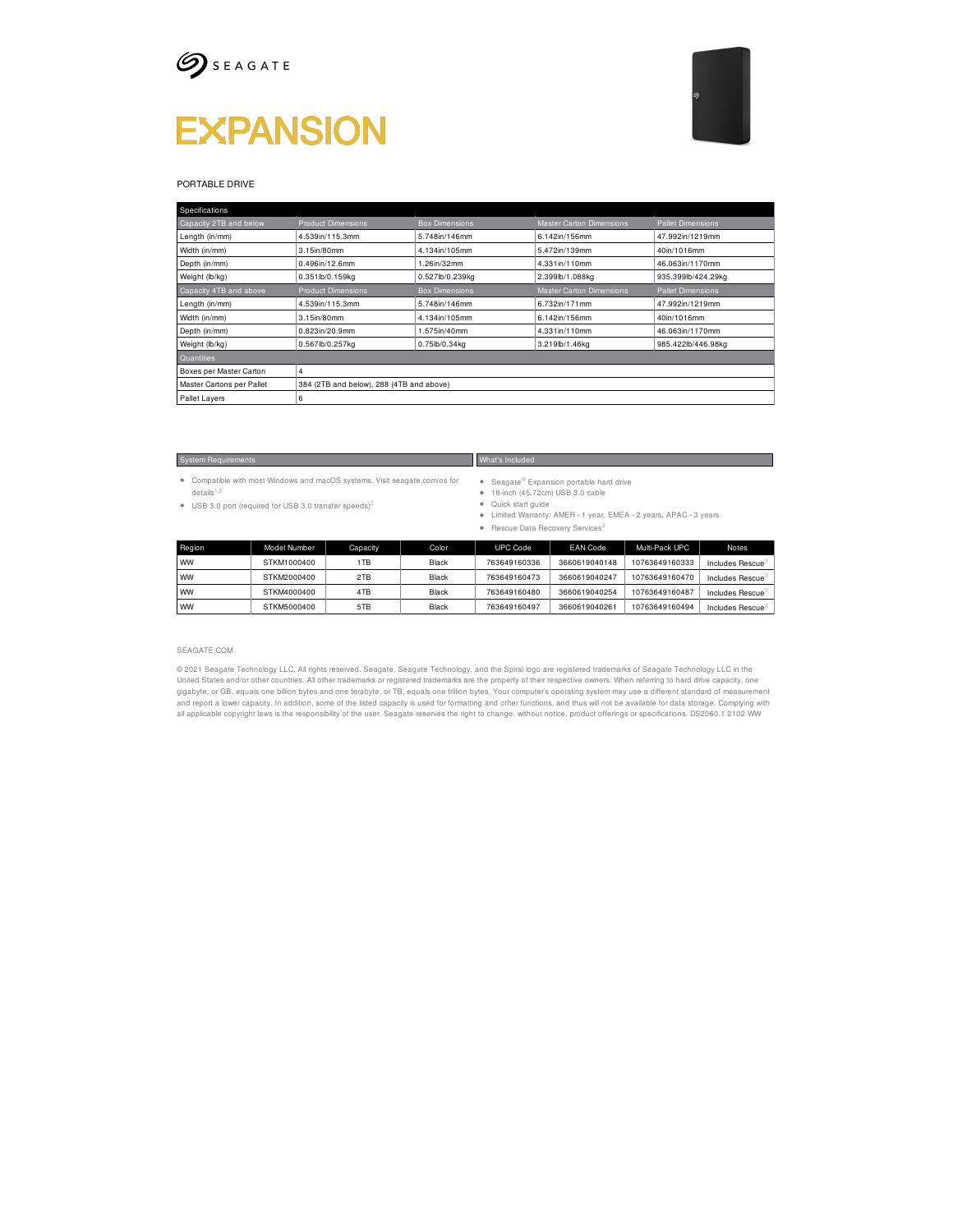SEAGATE

# EXPANSION

PORTABLE DRIVE

| Specifications | | | | |
|---|---|---|---|---|
| Capacity 2TB and below | Product Dimensions | Box Dimensions | Master Carton Dimensions | Pallet Dimensions |
| Length (in/mm) | 4.539in/115.3mm | 5.748in/146mm | 6.142in/156mm | 47.992in/1219mm |
| Width (in/mm) | 3.15in/80mm | 4.134in/105mm | 5.472in/139mm | 40in/1016mm |
| Depth (in/mm) | 0.496in/12.6mm | 1.26in/32mm | 4.331in/110mm | 46.063in/1170mm |
| Weight (lb/kg) | 0.351lb/0.159kg | 0.527lb/0.239kg | 2.399lb/1.088kg | 935.399lb/424.29kg |
| Capacity 4TB and above | Product Dimensions | Box Dimensions | Master Carton Dimensions | Pallet Dimensions |
| Length (in/mm) | 4.539in/115.3mm | 5.748in/146mm | 6.732in/171mm | 47.992in/1219mm |
| Width (in/mm) | 3.15in/80mm | 4.134in/105mm | 6.142in/156mm | 40in/1016mm |
| Depth (in/mm) | 0.823in/20.9mm | 1.575in/40mm | 4.331in/110mm | 46.063in/1170mm |
| Weight (lb/kg) | 0.567lb/0.257kg | 0.75lb/0.34kg | 3.219lb/1.46kg | 985.422lb/446.98kg |
| Quantities | | | | |
| Boxes per Master Carton | 4 | | | |
| Master Cartons per Pallet | 384 (2TB and below), 288 (4TB and above) | | | |
| Pallet Layers | 6 | | | |

## System Requirements

- Compatible with most Windows and macOS systems. Visit seagate.com/os for details[1,2]
- USB 3.0 port (required for USB 3.0 transfer speeds)[2]

## What's Included

- Seagate® Expansion portable hard drive
- 18-inch (45.72cm) USB 3.0 cable
- Quick start guide
- Limited Warranty: AMER - 1 year, EMEA - 2 years, APAC - 3 years
- Rescue Data Recovery Services[3]

| Region | Model Number | Capacity | Color | UPC Code | EAN Code | Multi-Pack UPC | Notes |
|---|---|---|---|---|---|---|---|
| WW | STKM1000400 | 1TB | Black | 763649160336 | 3660619040148 | 10763649160333 | Includes Rescue[3] |
| WW | STKM2000400 | 2TB | Black | 763649160473 | 3660619040247 | 10763649160470 | Includes Rescue[3] |
| WW | STKM4000400 | 4TB | Black | 763649160480 | 3660619040254 | 10763649160487 | Includes Rescue[3] |
| WW | STKM5000400 | 5TB | Black | 763649160497 | 3660619040261 | 10763649160494 | Includes Rescue[3] |

SEAGATE.COM

© 2021 Seagate Technology LLC. All rights reserved. Seagate, Seagate Technology, and the Spiral logo are registered trademarks of Seagate Technology LLC in the United States and/or other countries. All other trademarks or registered trademarks are the property of their respective owners. When referring to hard drive capacity, one gigabyte, or GB, equals one billion bytes and one terabyte, or TB, equals one trillion bytes. Your computer's operating system may use a different standard of measurement and report a lower capacity. In addition, some of the listed capacity is used for formatting and other functions, and thus will not be available for data storage. Complying with all applicable copyright laws is the responsibility of the user. Seagate reserves the right to change, without notice, product offerings or specifications. DS2060.1 2102 WW